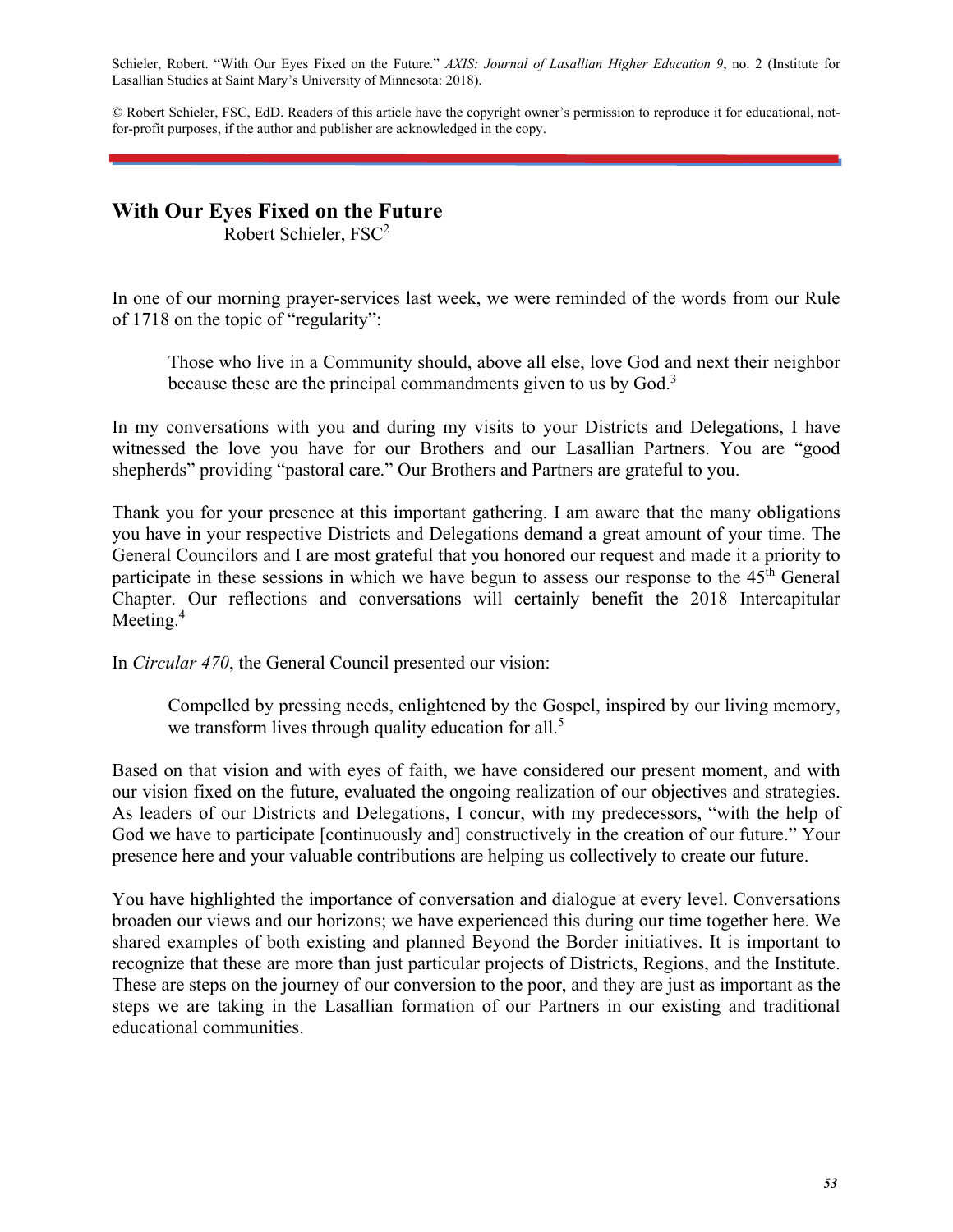Schieler, Robert. "With Our Eyes Fixed on the Future." *AXIS: Journal of Lasallian Higher Education 9*, no. 2 (Institute for Lasallian Studies at Saint Mary's University of Minnesota: 2018).

© Robert Schieler, FSC, EdD. Readers of this article have the copyright owner's permission to reproduce it for educational, not-for-profit purposes, if the author and publisher are acknowledged in the copy.

# With Our Eyes Fixed on the Future

Robert Schieler, FSC[2]

In one of our morning prayer-services last week, we were reminded of the words from our Rule of 1718 on the topic of "regularity":

> Those who live in a Community should, above all else, love God and next their neighbor because these are the principal commandments given to us by God.[3]

In my conversations with you and during my visits to your Districts and Delegations, I have witnessed the love you have for our Brothers and our Lasallian Partners. You are "good shepherds" providing "pastoral care." Our Brothers and Partners are grateful to you.

Thank you for your presence at this important gathering. I am aware that the many obligations you have in your respective Districts and Delegations demand a great amount of your time. The General Councilors and I are most grateful that you honored our request and made it a priority to participate in these sessions in which we have begun to assess our response to the 45th General Chapter. Our reflections and conversations will certainly benefit the 2018 Intercapitular Meeting.[4]

In *Circular 470*, the General Council presented our vision:

> Compelled by pressing needs, enlightened by the Gospel, inspired by our living memory, we transform lives through quality education for all.[5]

Based on that vision and with eyes of faith, we have considered our present moment, and with our vision fixed on the future, evaluated the ongoing realization of our objectives and strategies. As leaders of our Districts and Delegations, I concur, with my predecessors, "with the help of God we have to participate [continuously and] constructively in the creation of our future." Your presence here and your valuable contributions are helping us collectively to create our future.

You have highlighted the importance of conversation and dialogue at every level. Conversations broaden our views and our horizons; we have experienced this during our time together here. We shared examples of both existing and planned Beyond the Border initiatives. It is important to recognize that these are more than just particular projects of Districts, Regions, and the Institute. These are steps on the journey of our conversion to the poor, and they are just as important as the steps we are taking in the Lasallian formation of our Partners in our existing and traditional educational communities.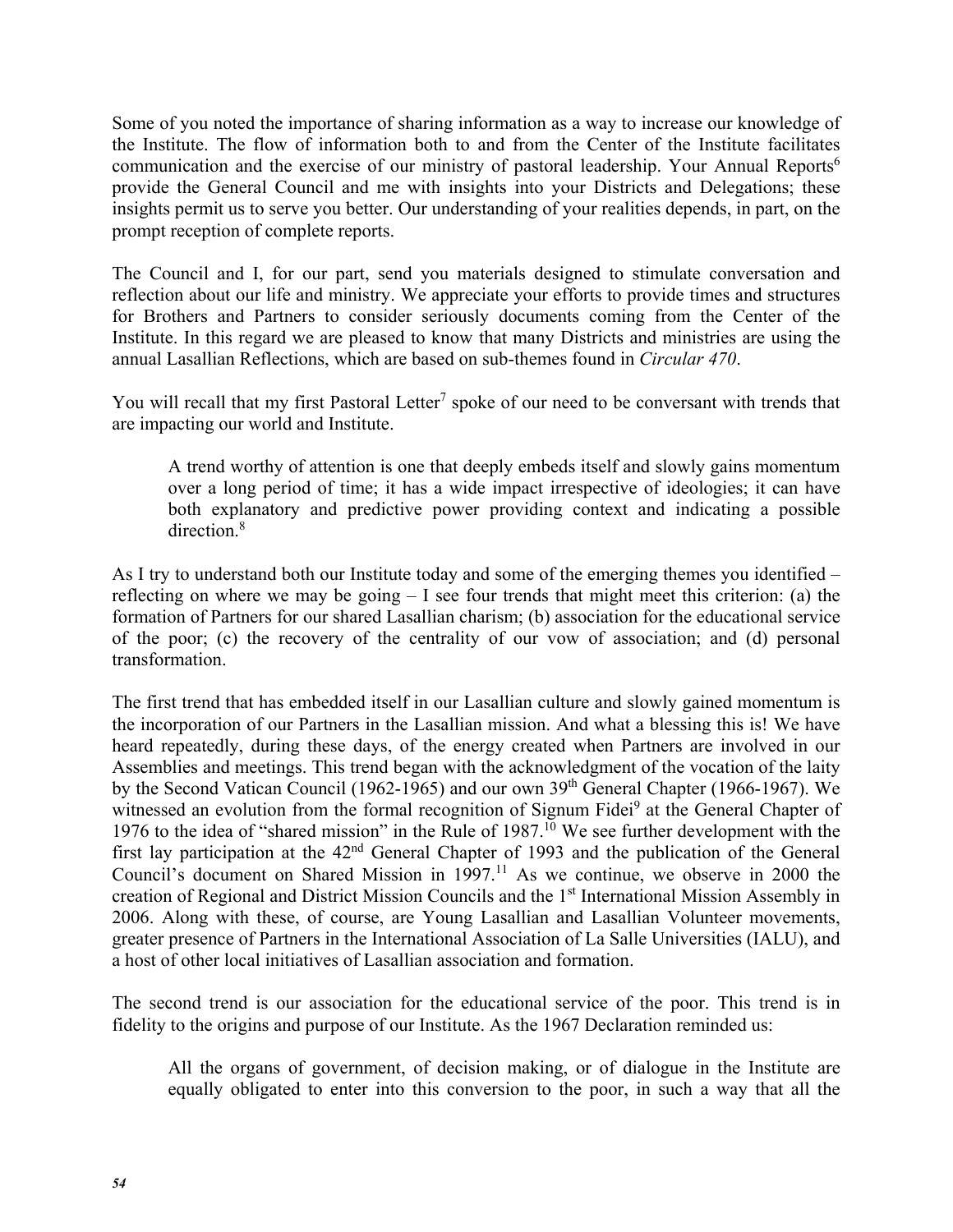Some of you noted the importance of sharing information as a way to increase our knowledge of the Institute. The flow of information both to and from the Center of the Institute facilitates communication and the exercise of our ministry of pastoral leadership. Your Annual Reports[6] provide the General Council and me with insights into your Districts and Delegations; these insights permit us to serve you better. Our understanding of your realities depends, in part, on the prompt reception of complete reports.

The Council and I, for our part, send you materials designed to stimulate conversation and reflection about our life and ministry. We appreciate your efforts to provide times and structures for Brothers and Partners to consider seriously documents coming from the Center of the Institute. In this regard we are pleased to know that many Districts and ministries are using the annual Lasallian Reflections, which are based on sub-themes found in *Circular 470*.

You will recall that my first Pastoral Letter[7] spoke of our need to be conversant with trends that are impacting our world and Institute.

> A trend worthy of attention is one that deeply embeds itself and slowly gains momentum over a long period of time; it has a wide impact irrespective of ideologies; it can have both explanatory and predictive power providing context and indicating a possible direction.[8]

As I try to understand both our Institute today and some of the emerging themes you identified – reflecting on where we may be going – I see four trends that might meet this criterion: (a) the formation of Partners for our shared Lasallian charism; (b) association for the educational service of the poor; (c) the recovery of the centrality of our vow of association; and (d) personal transformation.

The first trend that has embedded itself in our Lasallian culture and slowly gained momentum is the incorporation of our Partners in the Lasallian mission. And what a blessing this is! We have heard repeatedly, during these days, of the energy created when Partners are involved in our Assemblies and meetings. This trend began with the acknowledgment of the vocation of the laity by the Second Vatican Council (1962-1965) and our own 39th General Chapter (1966-1967). We witnessed an evolution from the formal recognition of Signum Fidei[9] at the General Chapter of 1976 to the idea of "shared mission" in the Rule of 1987.[10] We see further development with the first lay participation at the 42nd General Chapter of 1993 and the publication of the General Council's document on Shared Mission in 1997.[11] As we continue, we observe in 2000 the creation of Regional and District Mission Councils and the 1st International Mission Assembly in 2006. Along with these, of course, are Young Lasallian and Lasallian Volunteer movements, greater presence of Partners in the International Association of La Salle Universities (IALU), and a host of other local initiatives of Lasallian association and formation.

The second trend is our association for the educational service of the poor. This trend is in fidelity to the origins and purpose of our Institute. As the 1967 Declaration reminded us:

> All the organs of government, of decision making, or of dialogue in the Institute are equally obligated to enter into this conversion to the poor, in such a way that all the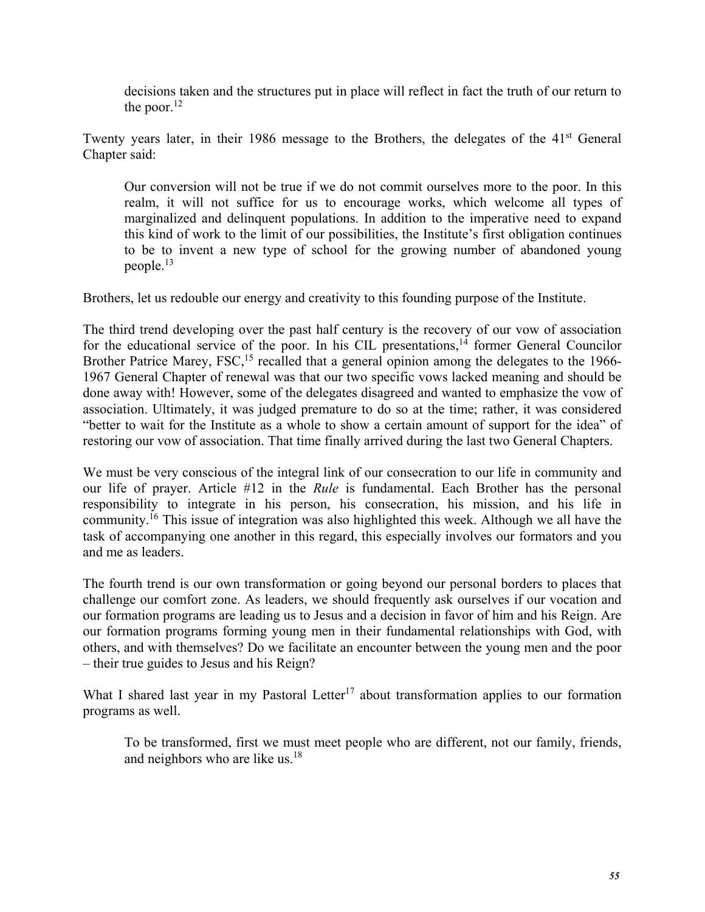decisions taken and the structures put in place will reflect in fact the truth of our return to the poor.[12]

Twenty years later, in their 1986 message to the Brothers, the delegates of the 41st General Chapter said:

> Our conversion will not be true if we do not commit ourselves more to the poor. In this realm, it will not suffice for us to encourage works, which welcome all types of marginalized and delinquent populations. In addition to the imperative need to expand this kind of work to the limit of our possibilities, the Institute's first obligation continues to be to invent a new type of school for the growing number of abandoned young people.[13]

Brothers, let us redouble our energy and creativity to this founding purpose of the Institute.

The third trend developing over the past half century is the recovery of our vow of association for the educational service of the poor. In his CIL presentations,[14] former General Councilor Brother Patrice Marey, FSC,[15] recalled that a general opinion among the delegates to the 1966-1967 General Chapter of renewal was that our two specific vows lacked meaning and should be done away with! However, some of the delegates disagreed and wanted to emphasize the vow of association. Ultimately, it was judged premature to do so at the time; rather, it was considered "better to wait for the Institute as a whole to show a certain amount of support for the idea" of restoring our vow of association. That time finally arrived during the last two General Chapters.

We must be very conscious of the integral link of our consecration to our life in community and our life of prayer. Article #12 in the *Rule* is fundamental. Each Brother has the personal responsibility to integrate in his person, his consecration, his mission, and his life in community.[16] This issue of integration was also highlighted this week. Although we all have the task of accompanying one another in this regard, this especially involves our formators and you and me as leaders.

The fourth trend is our own transformation or going beyond our personal borders to places that challenge our comfort zone. As leaders, we should frequently ask ourselves if our vocation and our formation programs are leading us to Jesus and a decision in favor of him and his Reign. Are our formation programs forming young men in their fundamental relationships with God, with others, and with themselves? Do we facilitate an encounter between the young men and the poor – their true guides to Jesus and his Reign?

What I shared last year in my Pastoral Letter[17] about transformation applies to our formation programs as well.

> To be transformed, first we must meet people who are different, not our family, friends, and neighbors who are like us.[18]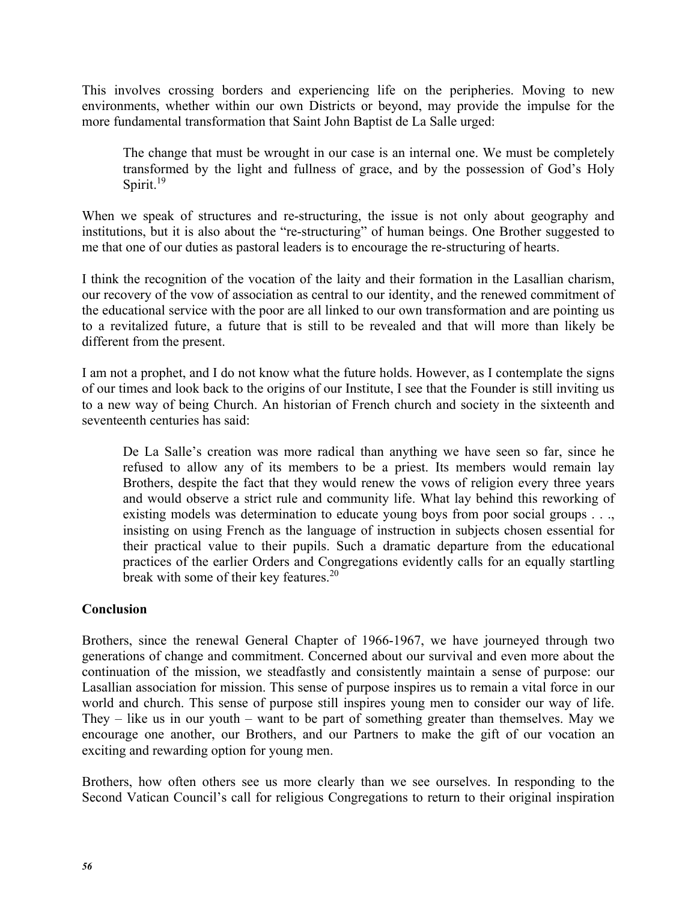This involves crossing borders and experiencing life on the peripheries. Moving to new environments, whether within our own Districts or beyond, may provide the impulse for the more fundamental transformation that Saint John Baptist de La Salle urged:

> The change that must be wrought in our case is an internal one. We must be completely transformed by the light and fullness of grace, and by the possession of God's Holy Spirit.[19]

When we speak of structures and re-structuring, the issue is not only about geography and institutions, but it is also about the "re-structuring" of human beings. One Brother suggested to me that one of our duties as pastoral leaders is to encourage the re-structuring of hearts.

I think the recognition of the vocation of the laity and their formation in the Lasallian charism, our recovery of the vow of association as central to our identity, and the renewed commitment of the educational service with the poor are all linked to our own transformation and are pointing us to a revitalized future, a future that is still to be revealed and that will more than likely be different from the present.

I am not a prophet, and I do not know what the future holds. However, as I contemplate the signs of our times and look back to the origins of our Institute, I see that the Founder is still inviting us to a new way of being Church. An historian of French church and society in the sixteenth and seventeenth centuries has said:

> De La Salle's creation was more radical than anything we have seen so far, since he refused to allow any of its members to be a priest. Its members would remain lay Brothers, despite the fact that they would renew the vows of religion every three years and would observe a strict rule and community life. What lay behind this reworking of existing models was determination to educate young boys from poor social groups . . ., insisting on using French as the language of instruction in subjects chosen essential for their practical value to their pupils. Such a dramatic departure from the educational practices of the earlier Orders and Congregations evidently calls for an equally startling break with some of their key features.[20]

**Conclusion**

Brothers, since the renewal General Chapter of 1966-1967, we have journeyed through two generations of change and commitment. Concerned about our survival and even more about the continuation of the mission, we steadfastly and consistently maintain a sense of purpose: our Lasallian association for mission. This sense of purpose inspires us to remain a vital force in our world and church. This sense of purpose still inspires young men to consider our way of life. They – like us in our youth – want to be part of something greater than themselves. May we encourage one another, our Brothers, and our Partners to make the gift of our vocation an exciting and rewarding option for young men.

Brothers, how often others see us more clearly than we see ourselves. In responding to the Second Vatican Council's call for religious Congregations to return to their original inspiration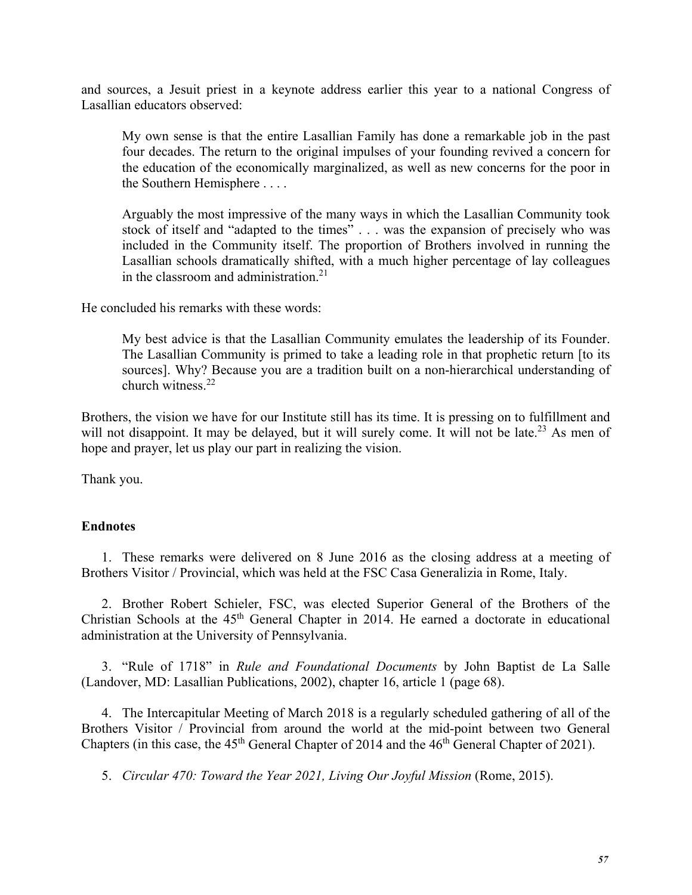and sources, a Jesuit priest in a keynote address earlier this year to a national Congress of Lasallian educators observed:

> My own sense is that the entire Lasallian Family has done a remarkable job in the past four decades. The return to the original impulses of your founding revived a concern for the education of the economically marginalized, as well as new concerns for the poor in the Southern Hemisphere . . . .
>
> Arguably the most impressive of the many ways in which the Lasallian Community took stock of itself and "adapted to the times" . . . was the expansion of precisely who was included in the Community itself. The proportion of Brothers involved in running the Lasallian schools dramatically shifted, with a much higher percentage of lay colleagues in the classroom and administration.[21]

He concluded his remarks with these words:

> My best advice is that the Lasallian Community emulates the leadership of its Founder. The Lasallian Community is primed to take a leading role in that prophetic return [to its sources]. Why? Because you are a tradition built on a non-hierarchical understanding of church witness.[22]

Brothers, the vision we have for our Institute still has its time. It is pressing on to fulfillment and will not disappoint. It may be delayed, but it will surely come. It will not be late.[23] As men of hope and prayer, let us play our part in realizing the vision.

Thank you.

**Endnotes**

1. These remarks were delivered on 8 June 2016 as the closing address at a meeting of Brothers Visitor / Provincial, which was held at the FSC Casa Generalizia in Rome, Italy.

2. Brother Robert Schieler, FSC, was elected Superior General of the Brothers of the Christian Schools at the 45th General Chapter in 2014. He earned a doctorate in educational administration at the University of Pennsylvania.

3. "Rule of 1718" in *Rule and Foundational Documents* by John Baptist de La Salle (Landover, MD: Lasallian Publications, 2002), chapter 16, article 1 (page 68).

4. The Intercapitular Meeting of March 2018 is a regularly scheduled gathering of all of the Brothers Visitor / Provincial from around the world at the mid-point between two General Chapters (in this case, the 45th General Chapter of 2014 and the 46th General Chapter of 2021).

5. *Circular 470: Toward the Year 2021, Living Our Joyful Mission* (Rome, 2015).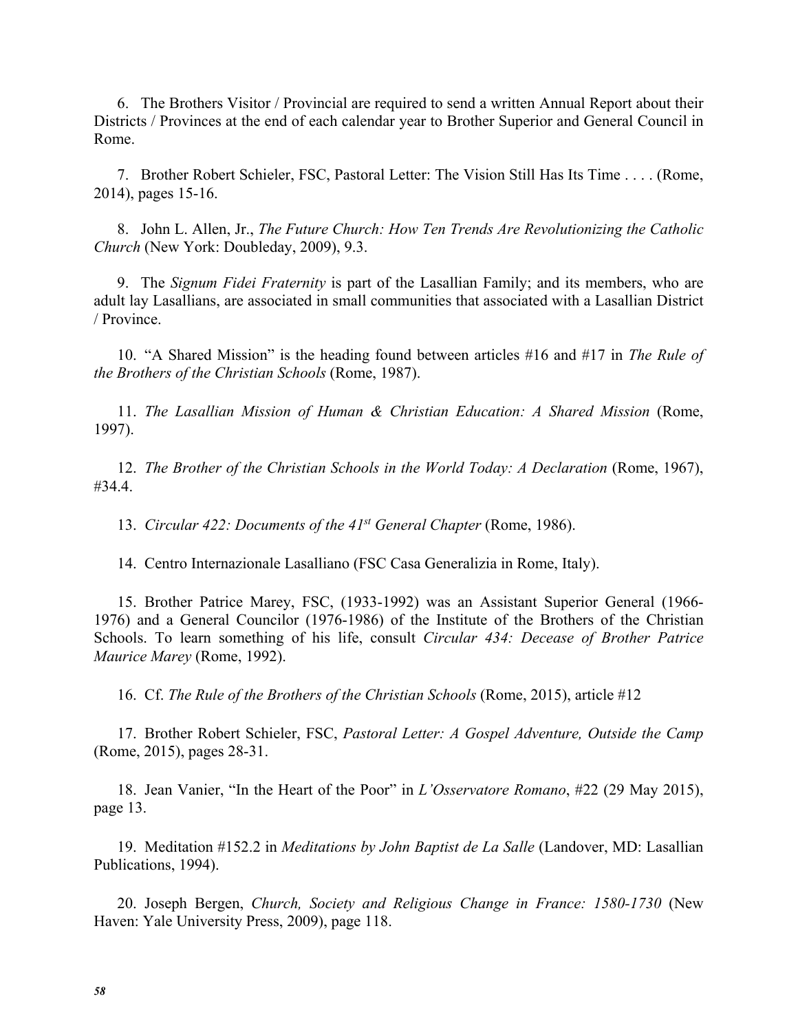6. The Brothers Visitor / Provincial are required to send a written Annual Report about their Districts / Provinces at the end of each calendar year to Brother Superior and General Council in Rome.

7. Brother Robert Schieler, FSC, Pastoral Letter: The Vision Still Has Its Time . . . . (Rome, 2014), pages 15-16.

8. John L. Allen, Jr., *The Future Church: How Ten Trends Are Revolutionizing the Catholic Church* (New York: Doubleday, 2009), 9.3.

9. The *Signum Fidei Fraternity* is part of the Lasallian Family; and its members, who are adult lay Lasallians, are associated in small communities that associated with a Lasallian District / Province.

10. "A Shared Mission" is the heading found between articles #16 and #17 in *The Rule of the Brothers of the Christian Schools* (Rome, 1987).

11. *The Lasallian Mission of Human & Christian Education: A Shared Mission* (Rome, 1997).

12. *The Brother of the Christian Schools in the World Today: A Declaration* (Rome, 1967), #34.4.

13. *Circular 422: Documents of the 41st General Chapter* (Rome, 1986).

14. Centro Internazionale Lasalliano (FSC Casa Generalizia in Rome, Italy).

15. Brother Patrice Marey, FSC, (1933-1992) was an Assistant Superior General (1966-1976) and a General Councilor (1976-1986) of the Institute of the Brothers of the Christian Schools. To learn something of his life, consult *Circular 434: Decease of Brother Patrice Maurice Marey* (Rome, 1992).

16. Cf. *The Rule of the Brothers of the Christian Schools* (Rome, 2015), article #12

17. Brother Robert Schieler, FSC, *Pastoral Letter: A Gospel Adventure, Outside the Camp* (Rome, 2015), pages 28-31.

18. Jean Vanier, "In the Heart of the Poor" in *L'Osservatore Romano*, #22 (29 May 2015), page 13.

19. Meditation #152.2 in *Meditations by John Baptist de La Salle* (Landover, MD: Lasallian Publications, 1994).

20. Joseph Bergen, *Church, Society and Religious Change in France: 1580-1730* (New Haven: Yale University Press, 2009), page 118.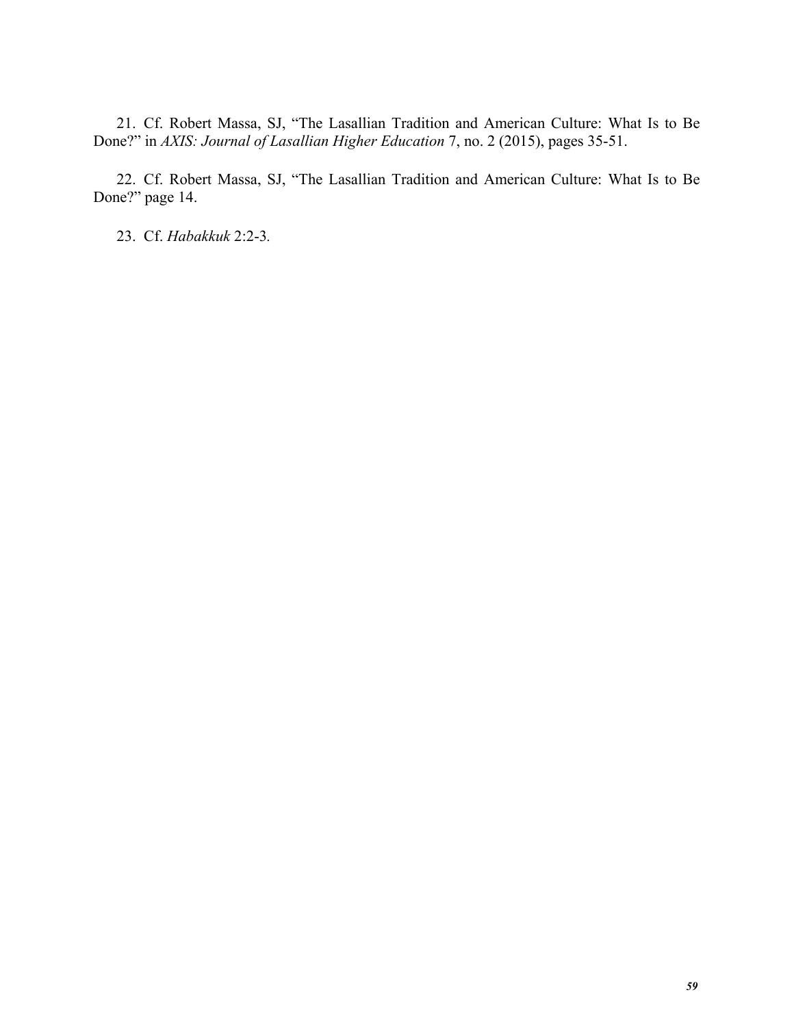21. Cf. Robert Massa, SJ, "The Lasallian Tradition and American Culture: What Is to Be Done?" in *AXIS: Journal of Lasallian Higher Education* 7, no. 2 (2015), pages 35-51.

22. Cf. Robert Massa, SJ, "The Lasallian Tradition and American Culture: What Is to Be Done?" page 14.

23. Cf. *Habakkuk* 2:2-3.